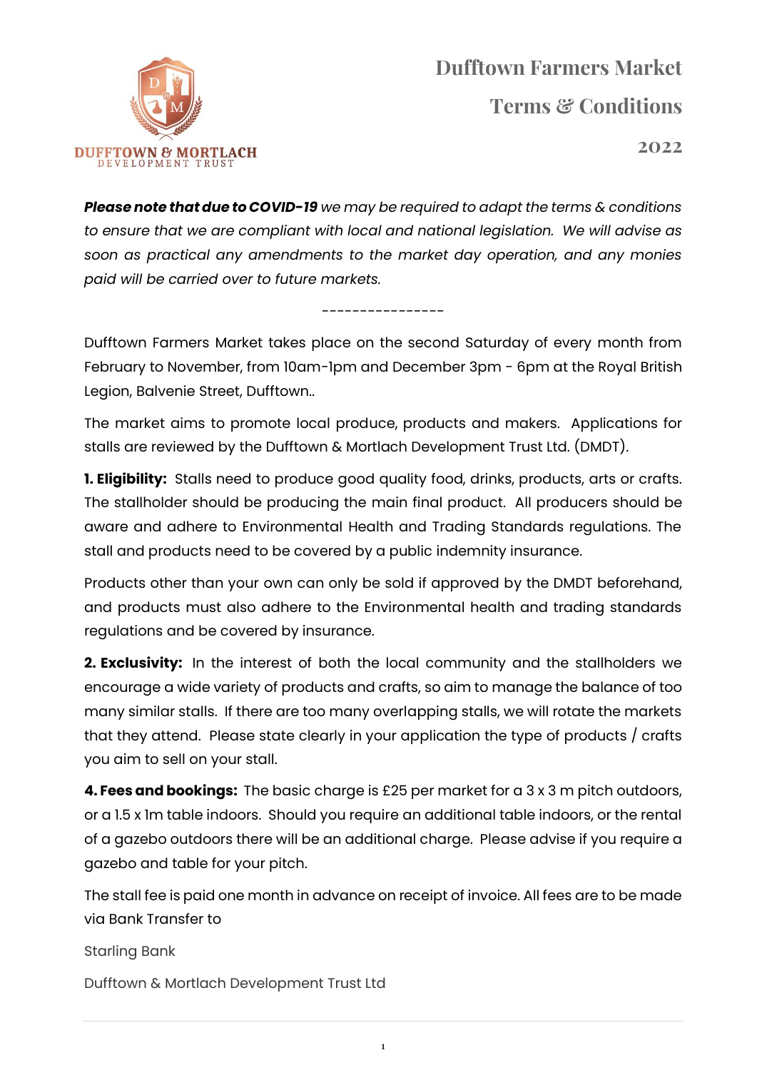DUFFTOWN & MORTLACH
DEVELOPMENT TRUST

# Dufftown Farmers Market

## Terms & Conditions

## 2022

***Please note that due to COVID-19** we may be required to adapt the terms & conditions to ensure that we are compliant with local and national legislation. We will advise as soon as practical any amendments to the market day operation, and any monies paid will be carried over to future markets.*

----------------

Dufftown Farmers Market takes place on the second Saturday of every month from February to November, from 10am-1pm and December 3pm - 6pm at the Royal British Legion, Balvenie Street, Dufftown..

The market aims to promote local produce, products and makers. Applications for stalls are reviewed by the Dufftown & Mortlach Development Trust Ltd. (DMDT).

**1. Eligibility:** Stalls need to produce good quality food, drinks, products, arts or crafts. The stallholder should be producing the main final product. All producers should be aware and adhere to Environmental Health and Trading Standards regulations. The stall and products need to be covered by a public indemnity insurance.

Products other than your own can only be sold if approved by the DMDT beforehand, and products must also adhere to the Environmental health and trading standards regulations and be covered by insurance.

**2. Exclusivity:** In the interest of both the local community and the stallholders we encourage a wide variety of products and crafts, so aim to manage the balance of too many similar stalls. If there are too many overlapping stalls, we will rotate the markets that they attend. Please state clearly in your application the type of products / crafts you aim to sell on your stall.

**4. Fees and bookings:** The basic charge is £25 per market for a 3 x 3 m pitch outdoors, or a 1.5 x 1m table indoors. Should you require an additional table indoors, or the rental of a gazebo outdoors there will be an additional charge. Please advise if you require a gazebo and table for your pitch.

The stall fee is paid one month in advance on receipt of invoice. All fees are to be made via Bank Transfer to

Starling Bank

Dufftown & Mortlach Development Trust Ltd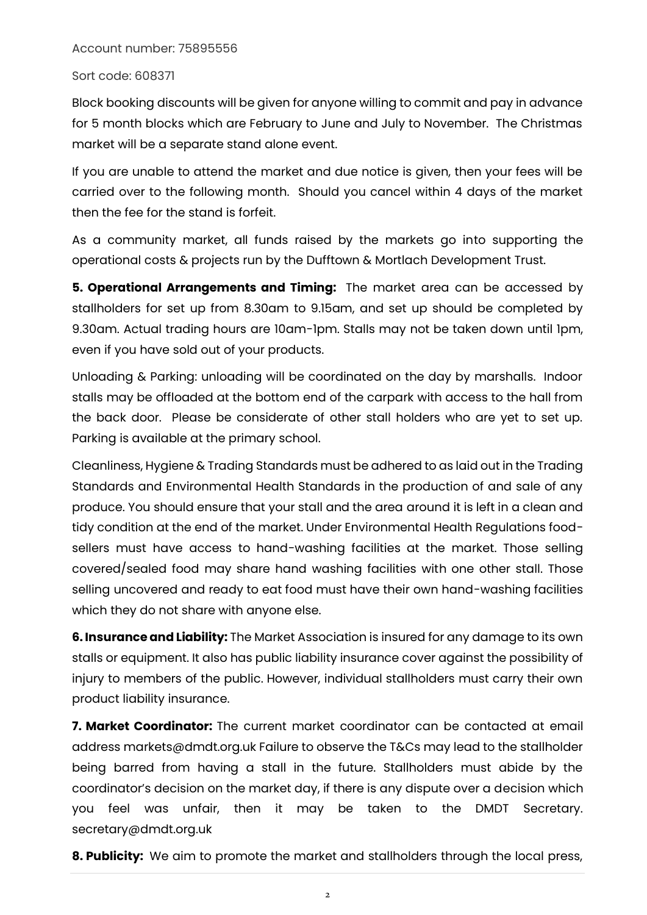Account number: 75895556

Sort code: 608371

Block booking discounts will be given for anyone willing to commit and pay in advance for 5 month blocks which are February to June and July to November. The Christmas market will be a separate stand alone event.

If you are unable to attend the market and due notice is given, then your fees will be carried over to the following month. Should you cancel within 4 days of the market then the fee for the stand is forfeit.

As a community market, all funds raised by the markets go into supporting the operational costs & projects run by the Dufftown & Mortlach Development Trust.

**5. Operational Arrangements and Timing:** The market area can be accessed by stallholders for set up from 8.30am to 9.15am, and set up should be completed by 9.30am. Actual trading hours are 10am-1pm. Stalls may not be taken down until 1pm, even if you have sold out of your products.

Unloading & Parking: unloading will be coordinated on the day by marshalls. Indoor stalls may be offloaded at the bottom end of the carpark with access to the hall from the back door. Please be considerate of other stall holders who are yet to set up. Parking is available at the primary school.

Cleanliness, Hygiene & Trading Standards must be adhered to as laid out in the Trading Standards and Environmental Health Standards in the production of and sale of any produce. You should ensure that your stall and the area around it is left in a clean and tidy condition at the end of the market. Under Environmental Health Regulations food-sellers must have access to hand-washing facilities at the market. Those selling covered/sealed food may share hand washing facilities with one other stall. Those selling uncovered and ready to eat food must have their own hand-washing facilities which they do not share with anyone else.

**6. Insurance and Liability:** The Market Association is insured for any damage to its own stalls or equipment. It also has public liability insurance cover against the possibility of injury to members of the public. However, individual stallholders must carry their own product liability insurance.

**7. Market Coordinator:** The current market coordinator can be contacted at email address markets@dmdt.org.uk Failure to observe the T&Cs may lead to the stallholder being barred from having a stall in the future. Stallholders must abide by the coordinator's decision on the market day, if there is any dispute over a decision which you feel was unfair, then it may be taken to the DMDT Secretary. secretary@dmdt.org.uk

**8. Publicity:** We aim to promote the market and stallholders through the local press,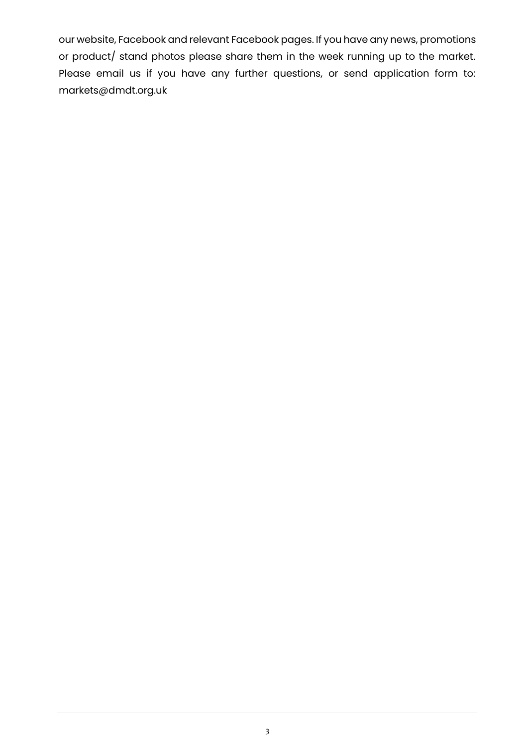our website, Facebook and relevant Facebook pages. If you have any news, promotions or product/ stand photos please share them in the week running up to the market. Please email us if you have any further questions, or send application form to: markets@dmdt.org.uk